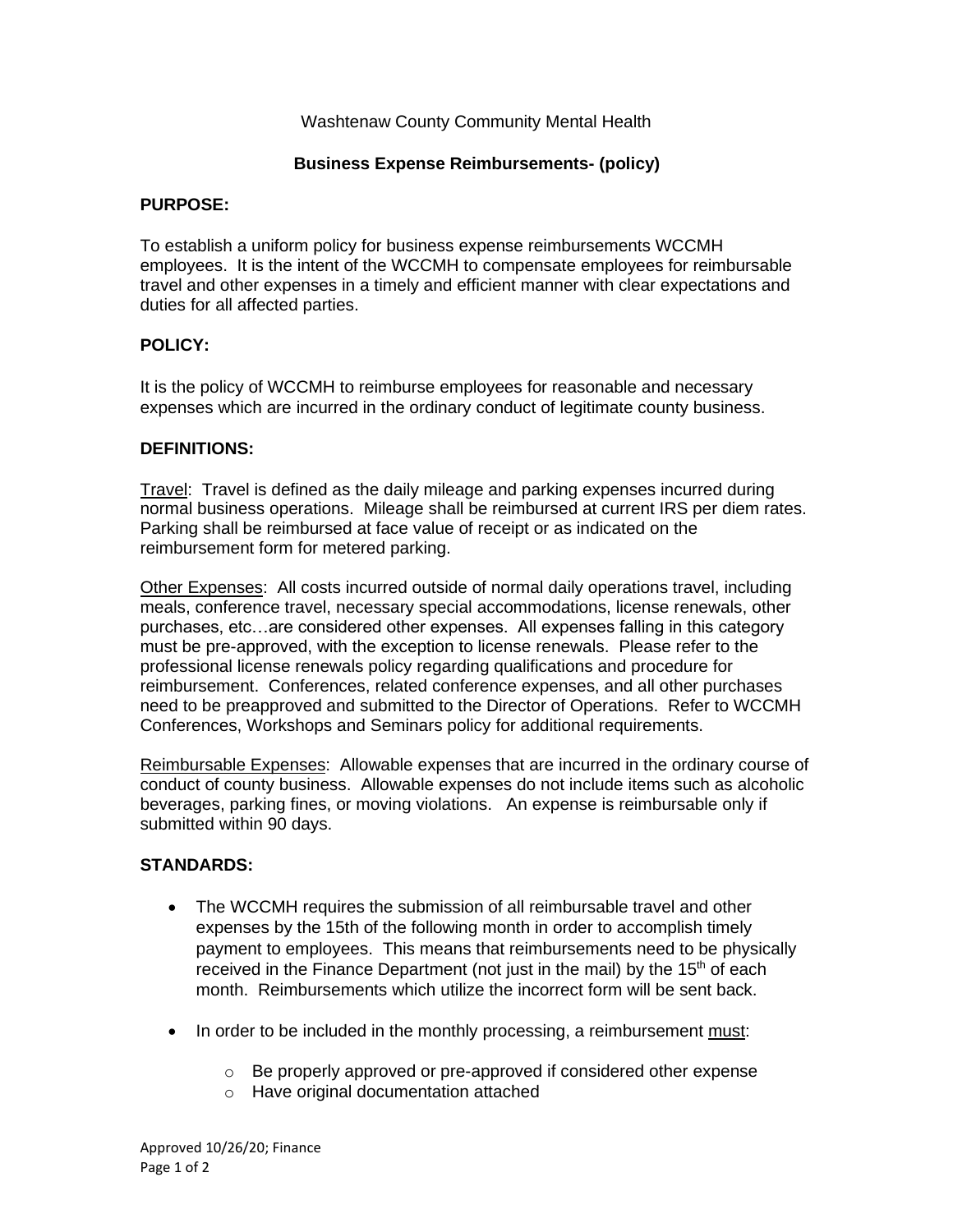Washtenaw County Community Mental Health

**Business Expense Reimbursements- (policy)**

**PURPOSE:**

To establish a uniform policy for business expense reimbursements WCCMH employees. It is the intent of the WCCMH to compensate employees for reimbursable travel and other expenses in a timely and efficient manner with clear expectations and duties for all affected parties.

**POLICY:**

It is the policy of WCCMH to reimburse employees for reasonable and necessary expenses which are incurred in the ordinary conduct of legitimate county business.

**DEFINITIONS:**

<u>Travel</u>: Travel is defined as the daily mileage and parking expenses incurred during normal business operations. Mileage shall be reimbursed at current IRS per diem rates. Parking shall be reimbursed at face value of receipt or as indicated on the reimbursement form for metered parking.

<u>Other Expenses</u>: All costs incurred outside of normal daily operations travel, including meals, conference travel, necessary special accommodations, license renewals, other purchases, etc…are considered other expenses. All expenses falling in this category must be pre-approved, with the exception to license renewals. Please refer to the professional license renewals policy regarding qualifications and procedure for reimbursement. Conferences, related conference expenses, and all other purchases need to be preapproved and submitted to the Director of Operations. Refer to WCCMH Conferences, Workshops and Seminars policy for additional requirements.

<u>Reimbursable Expenses</u>: Allowable expenses that are incurred in the ordinary course of conduct of county business. Allowable expenses do not include items such as alcoholic beverages, parking fines, or moving violations. An expense is reimbursable only if submitted within 90 days.

**STANDARDS:**

- The WCCMH requires the submission of all reimbursable travel and other expenses by the 15th of the following month in order to accomplish timely payment to employees. This means that reimbursements need to be physically received in the Finance Department (not just in the mail) by the 15th of each month. Reimbursements which utilize the incorrect form will be sent back.
- In order to be included in the monthly processing, a reimbursement <u>must</u>:
  - Be properly approved or pre-approved if considered other expense
  - Have original documentation attached

Approved 10/26/20; Finance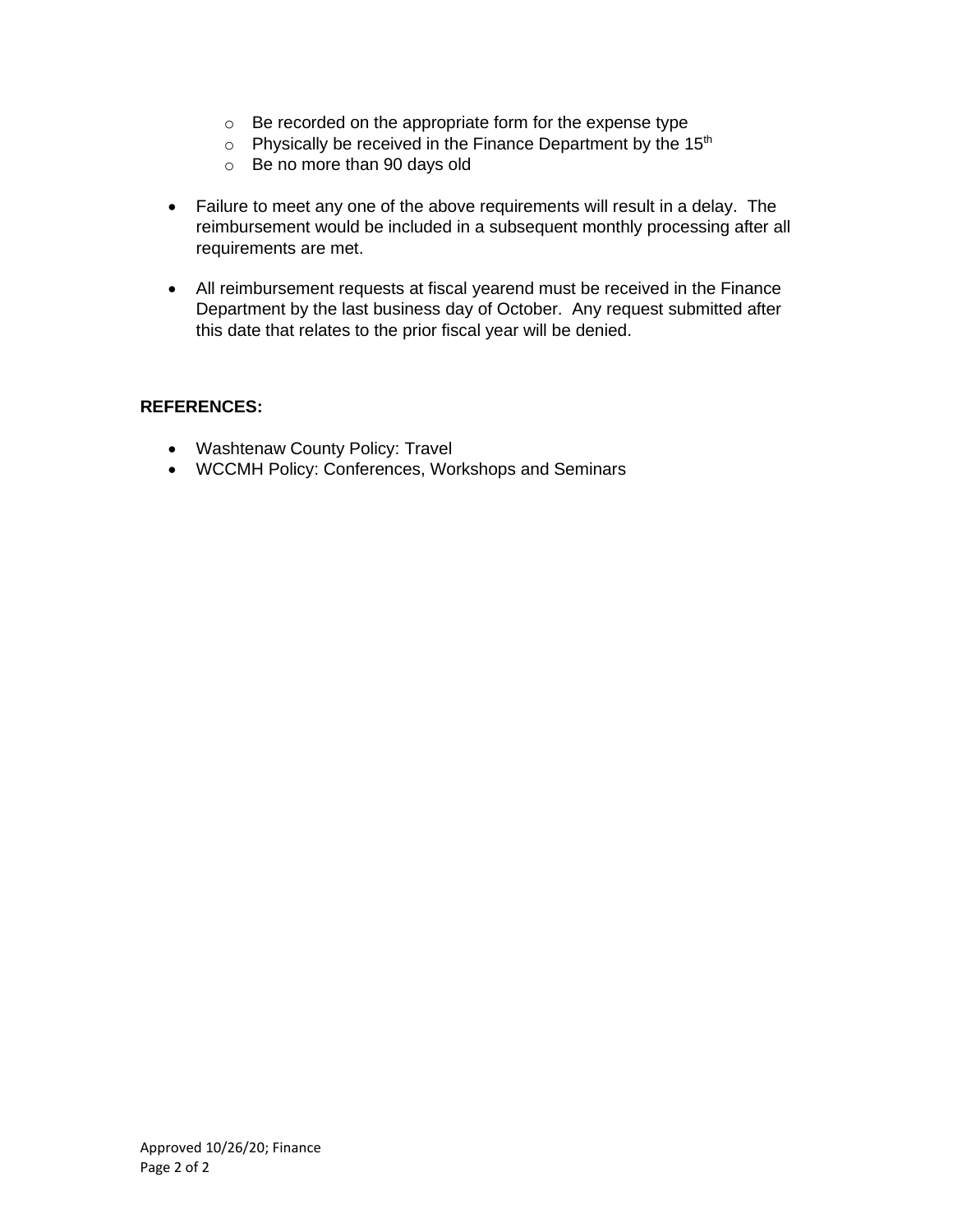- Be recorded on the appropriate form for the expense type
    - Physically be received in the Finance Department by the 15th
    - Be no more than 90 days old

- Failure to meet any one of the above requirements will result in a delay. The reimbursement would be included in a subsequent monthly processing after all requirements are met.

- All reimbursement requests at fiscal yearend must be received in the Finance Department by the last business day of October. Any request submitted after this date that relates to the prior fiscal year will be denied.

**REFERENCES:**

- Washtenaw County Policy: Travel
- WCCMH Policy: Conferences, Workshops and Seminars

Approved 10/26/20; Finance